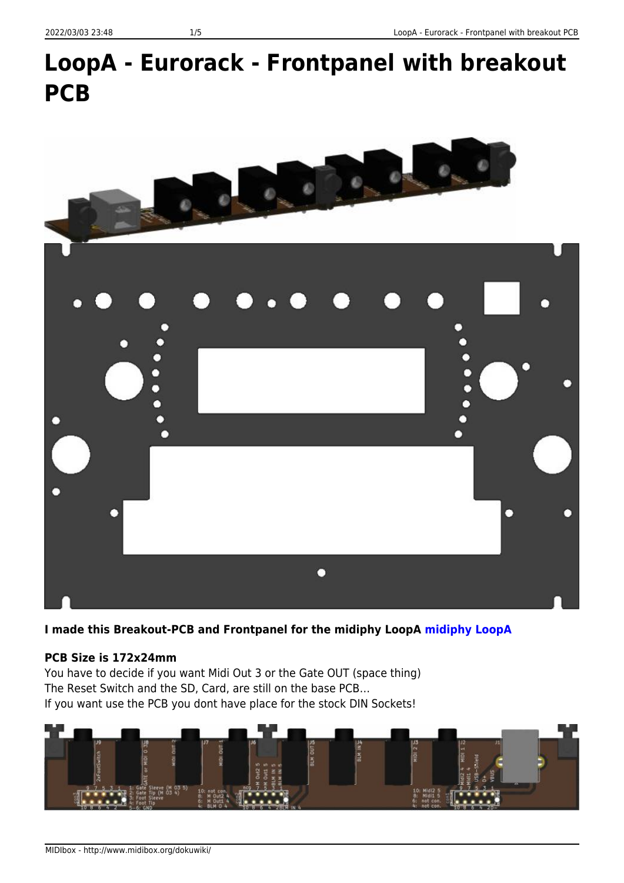# LoopA - Eurorack - Frontpanel with breakout PCB

**I made this Breakout-PCB and Frontpanel for the midiphy LoopA midiphy LoopA**

**PCB Size is 172x24mm**
You have to decide if you want Midi Out 3 or the Gate OUT (space thing)
The Reset Switch and the SD, Card, are still on the base PCB…
If you want use the PCB you dont have place for the stock DIN Sockets!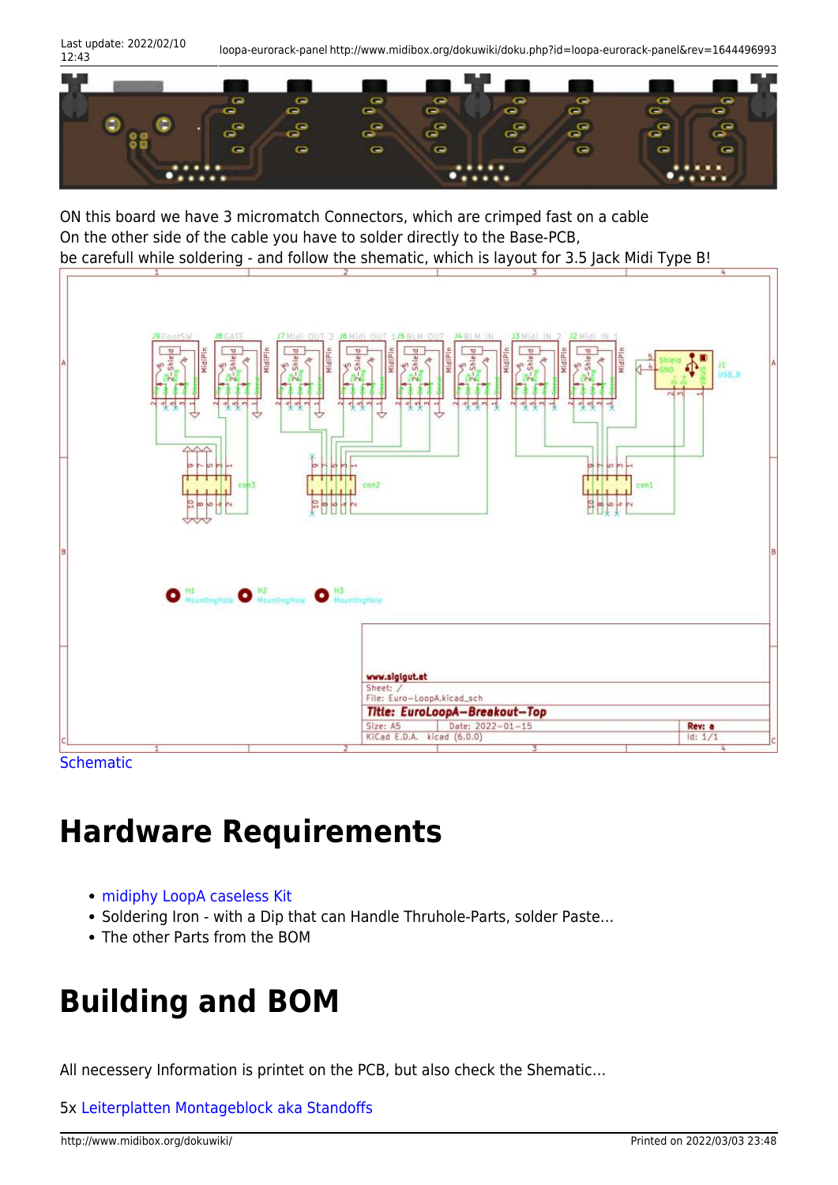ON this board we have 3 micromatch Connectors, which are crimped fast on a cable
On the other side of the cable you have to solder directly to the Base-PCB,
be carefull while soldering - and follow the shematic, which is layout for 3.5 Jack Midi Type B!

Schematic

# Hardware Requirements

- midiphy LoopA caseless Kit
- Soldering Iron - with a Dip that can Handle Thruhole-Parts, solder Paste…
- The other Parts from the BOM

# Building and BOM

All necessery Information is printet on the PCB, but also check the Shematic…

5x Leiterplatten Montageblock aka Standoffs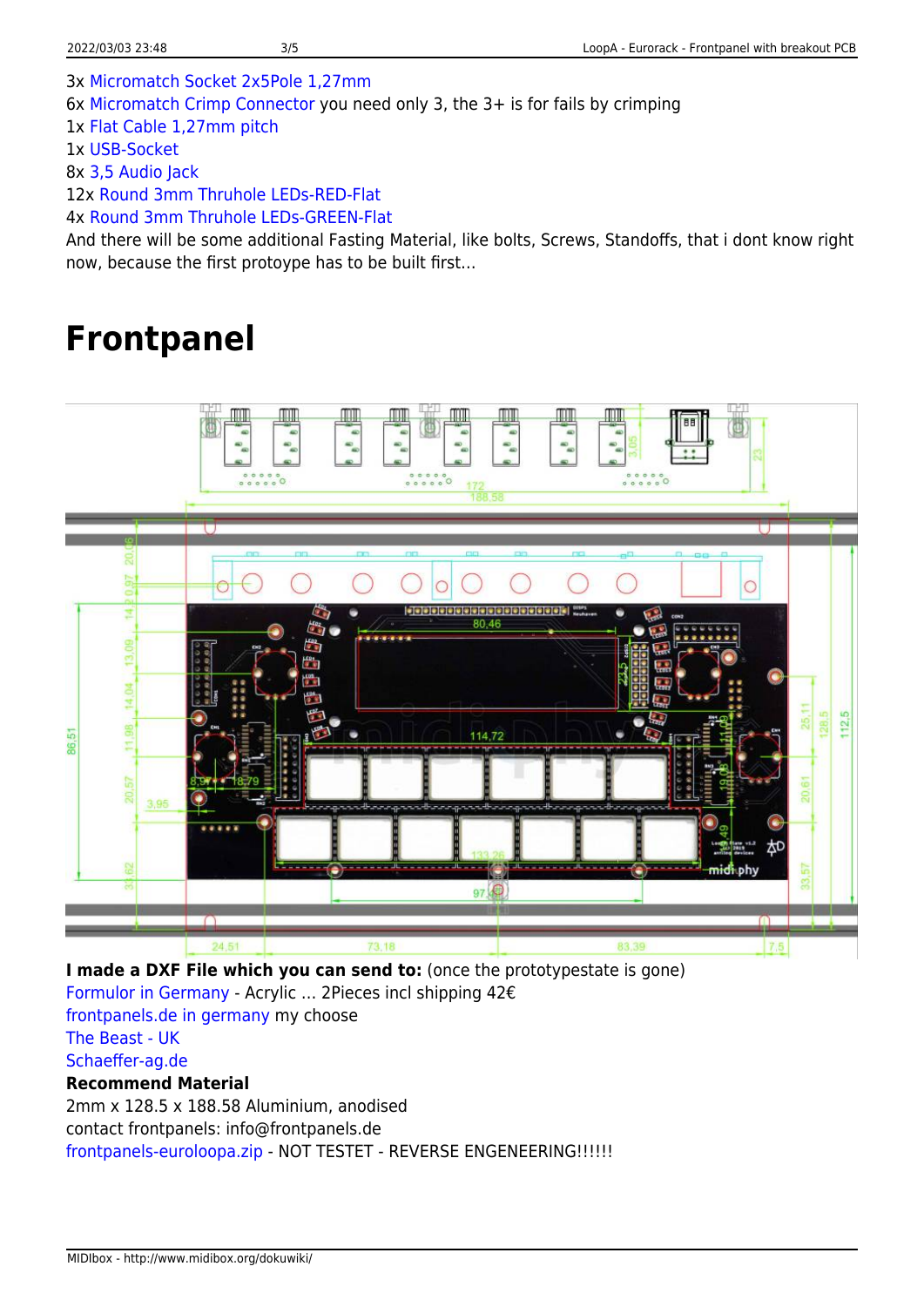3x Micromatch Socket 2x5Pole 1,27mm
6x Micromatch Crimp Connector you need only 3, the 3+ is for fails by crimping
1x Flat Cable 1,27mm pitch
1x USB-Socket
8x 3,5 Audio Jack
12x Round 3mm Thruhole LEDs-RED-Flat
4x Round 3mm Thruhole LEDs-GREEN-Flat
And there will be some additional Fasting Material, like bolts, Screws, Standoffs, that i dont know right now, because the first protoype has to be built first…

# Frontpanel

**I made a DXF File which you can send to:** (once the prototypestate is gone)
Formulor in Germany - Acrylic … 2Pieces incl shipping 42€
frontpanels.de in germany my choose
The Beast - UK
Schaeffer-ag.de
**Recommend Material**
2mm x 128.5 x 188.58 Aluminium, anodised
contact frontpanels: info@frontpanels.de
frontpanels-euroloopa.zip - NOT TESTET - REVERSE ENGENEERING!!!!!!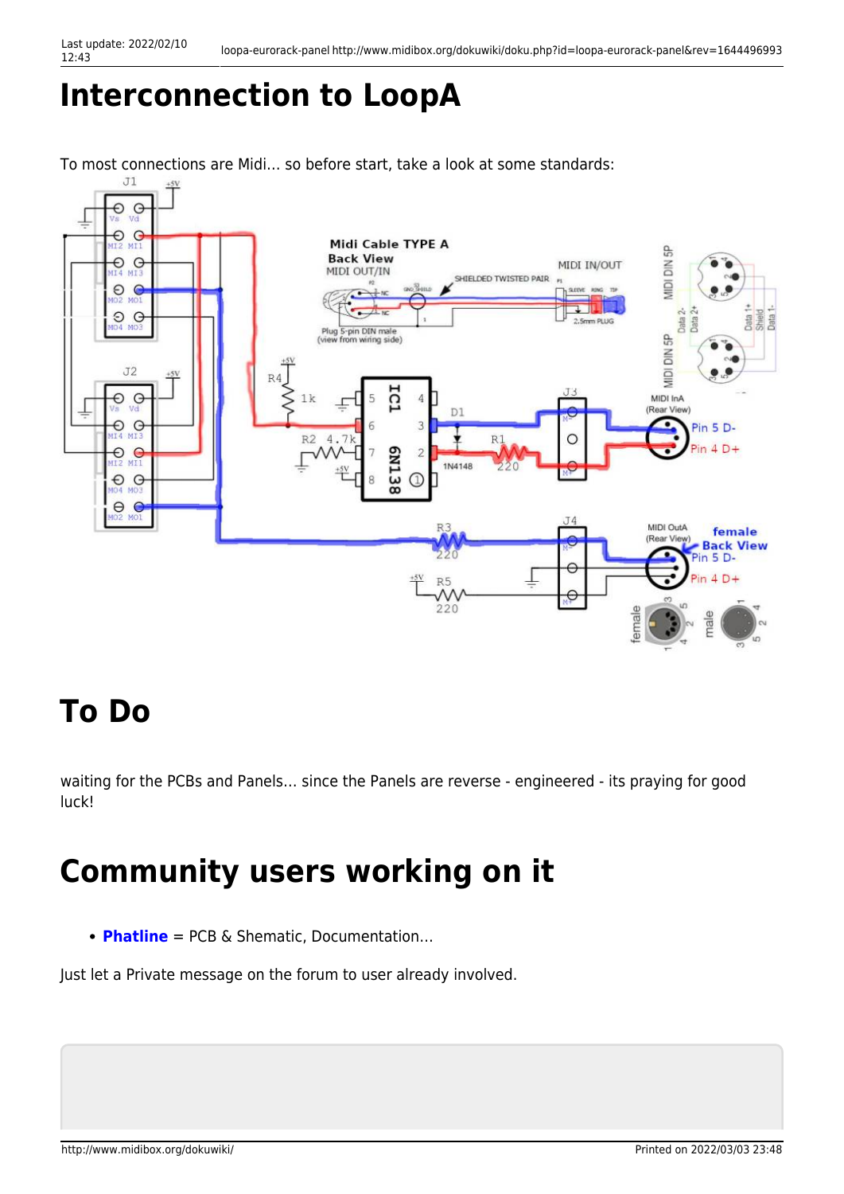# Interconnection to LoopA

To most connections are Midi… so before start, take a look at some standards:

# To Do

waiting for the PCBs and Panels… since the Panels are reverse - engineered - its praying for good luck!

# Community users working on it

- **Phatline** = PCB & Shematic, Documentation…

Just let a Private message on the forum to user already involved.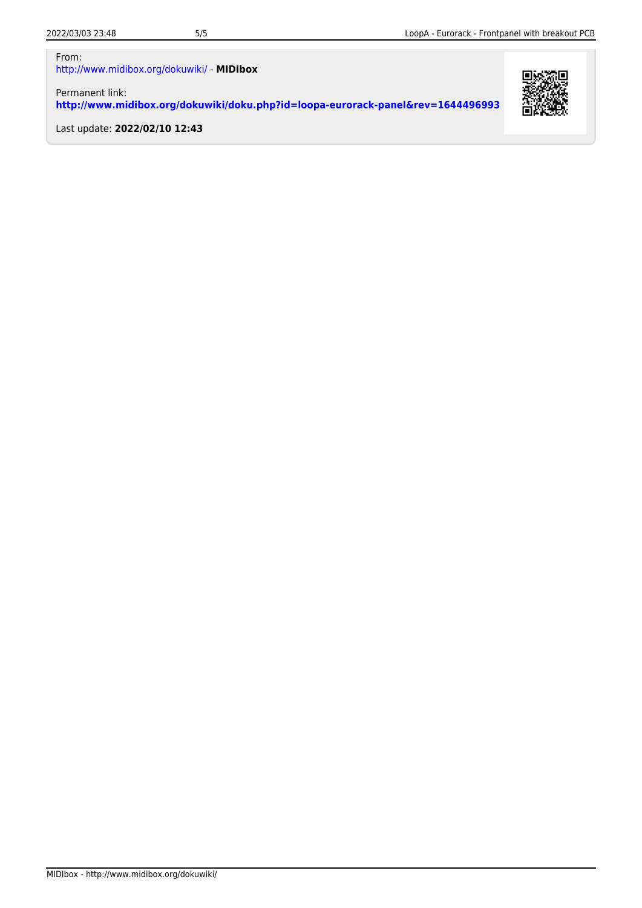From:
http://www.midibox.org/dokuwiki/ - **MIDIbox**

Permanent link:
**http://www.midibox.org/dokuwiki/doku.php?id=loopa-eurorack-panel&rev=1644496993**

Last update: **2022/02/10 12:43**